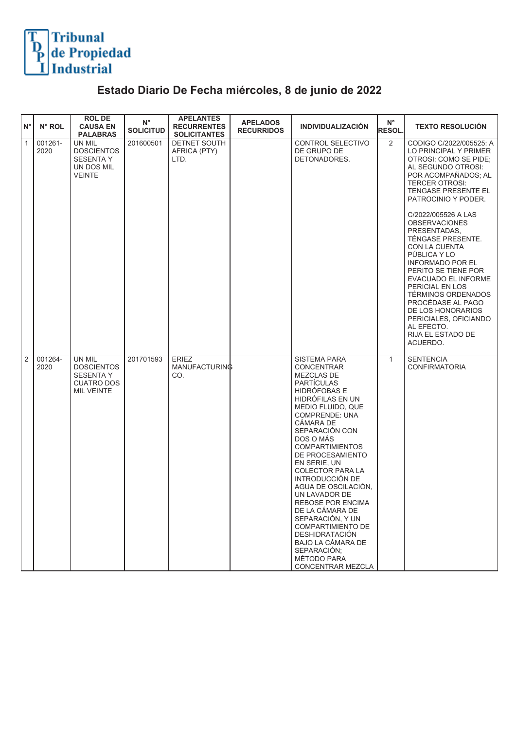# Tribunal de Propiedad Industrial

## Estado Diario De Fecha miércoles, 8 de junio de 2022

| N° | N° ROL | ROL DE CAUSA EN PALABRAS | N° SOLICITUD | APELANTES RECURRENTES SOLICITANTES | APELADOS RECURRIDOS | INDIVIDUALIZACIÓN | N° RESOL. | TEXTO RESOLUCIÓN |
|---|---|---|---|---|---|---|---|---|
| 1 | 001261-2020 | UN MIL DOSCIENTOS SESENTA Y UN DOS MIL VEINTE | 201600501 | DETNET SOUTH AFRICA (PTY) LTD. | | CONTROL SELECTIVO DE GRUPO DE DETONADORES. | 2 | CODIGO C/2022/005525: A LO PRINCIPAL Y PRIMER OTROSI: COMO SE PIDE; AL SEGUNDO OTROSI: POR ACOMPAÑADOS; AL TERCER OTROSI: TENGASE PRESENTE EL PATROCINIO Y PODER. C/2022/005526 A LAS OBSERVACIONES PRESENTADAS, TÉNGASE PRESENTE. CON LA CUENTA PÚBLICA Y LO INFORMADO POR EL PERITO SE TIENE POR EVACUADO EL INFORME PERICIAL EN LOS TÉRMINOS ORDENADOS PROCÉDASE AL PAGO DE LOS HONORARIOS PERICIALES, OFICIANDO AL EFECTO. RIJA EL ESTADO DE ACUERDO. |
| 2 | 001264-2020 | UN MIL DOSCIENTOS SESENTA Y CUATRO DOS MIL VEINTE | 201701593 | ERIEZ MANUFACTURING CO. | | SISTEMA PARA CONCENTRAR MEZCLAS DE PARTÍCULAS HIDRÓFOBAS E HIDRÓFILAS EN UN MEDIO FLUIDO, QUE COMPRENDE: UNA CÁMARA DE SEPARACIÓN CON DOS O MÁS COMPARTIMIENTOS DE PROCESAMIENTO EN SERIE, UN COLECTOR PARA LA INTRODUCCIÓN DE AGUA DE OSCILACIÓN, UN LAVADOR DE REBOSE POR ENCIMA DE LA CÁMARA DE SEPARACIÓN, Y UN COMPARTIMIENTO DE DESHIDRATACIÓN BAJO LA CÁMARA DE SEPARACIÓN; MÉTODO PARA CONCENTRAR MEZCLA | 1 | SENTENCIA CONFIRMATORIA |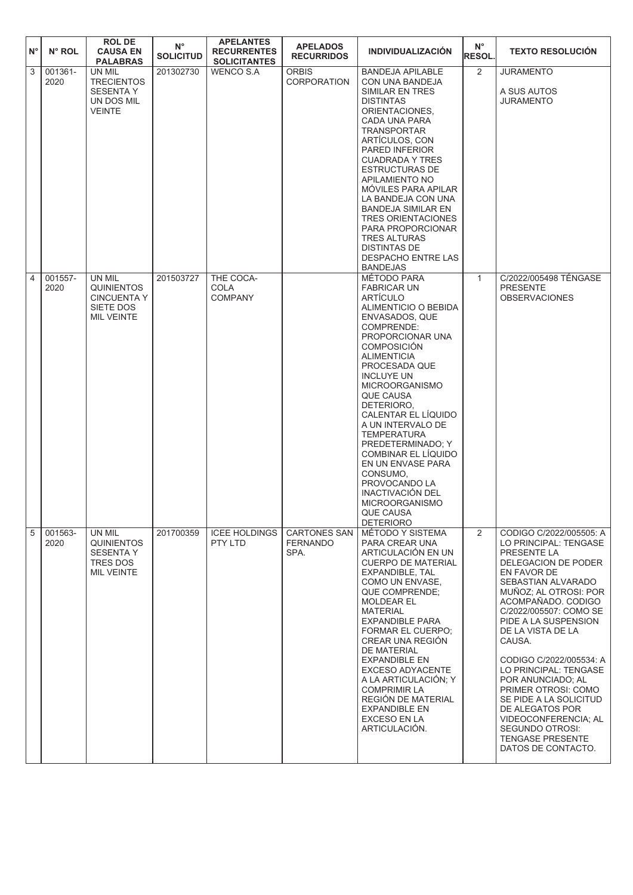| N° | N° ROL | ROL DE CAUSA EN PALABRAS | N° SOLICITUD | APELANTES RECURRENTES SOLICITANTES | APELADOS RECURRIDOS | INDIVIDUALIZACIÓN | N° RESOL. | TEXTO RESOLUCIÓN |
|---|---|---|---|---|---|---|---|---|
| 3 | 001361-2020 | UN MIL TRECIENTOS SESENTA Y UN DOS MIL VEINTE | 201302730 | WENCO S.A | ORBIS CORPORATION | BANDEJA APILABLE CON UNA BANDEJA SIMILAR EN TRES DISTINTAS ORIENTACIONES, CADA UNA PARA TRANSPORTAR ARTÍCULOS, CON PARED INFERIOR CUADRADA Y TRES ESTRUCTURAS DE APILAMIENTO NO MÓVILES PARA APILAR LA BANDEJA CON UNA BANDEJA SIMILAR EN TRES ORIENTACIONES PARA PROPORCIONAR TRES ALTURAS DISTINTAS DE DESPACHO ENTRE LAS BANDEJAS | 2 | JURAMENTO<br><br>A SUS AUTOS JURAMENTO |
| 4 | 001557-2020 | UN MIL QUINIENTOS CINCUENTA Y SIETE DOS MIL VEINTE | 201503727 | THE COCA-COLA COMPANY | | MÉTODO PARA FABRICAR UN ARTÍCULO ALIMENTICIO O BEBIDA ENVASADOS, QUE COMPRENDE: PROPORCIONAR UNA COMPOSICIÓN ALIMENTICIA PROCESADA QUE INCLUYE UN MICROORGANISMO QUE CAUSA DETERIORO, CALENTAR EL LÍQUIDO A UN INTERVALO DE TEMPERATURA PREDETERMINADO; Y COMBINAR EL LÍQUIDO EN UN ENVASE PARA CONSUMO, PROVOCANDO LA INACTIVACIÓN DEL MICROORGANISMO QUE CAUSA DETERIORO | 1 | C/2022/005498 TÉNGASE PRESENTE OBSERVACIONES |
| 5 | 001563-2020 | UN MIL QUINIENTOS SESENTA Y TRES DOS MIL VEINTE | 201700359 | ICEE HOLDINGS PTY LTD | CARTONES SAN FERNANDO SPA. | MÉTODO Y SISTEMA PARA CREAR UNA ARTICULACIÓN EN UN CUERPO DE MATERIAL EXPANDIBLE, TAL COMO UN ENVASE, QUE COMPRENDE; MOLDEAR EL MATERIAL EXPANDIBLE PARA FORMAR EL CUERPO; CREAR UNA REGIÓN DE MATERIAL EXPANDIBLE EN EXCESO ADYACENTE A LA ARTICULACIÓN; Y COMPRIMIR LA REGIÓN DE MATERIAL EXPANDIBLE EN EXCESO EN LA ARTICULACIÓN. | 2 | CODIGO C/2022/005505: A LO PRINCIPAL: TENGASE PRESENTE LA DELEGACION DE PODER EN FAVOR DE SEBASTIAN ALVARADO MUÑOZ; AL OTROSI: POR ACOMPAÑADO. CODIGO C/2022/005507: COMO SE PIDE A LA SUSPENSION DE LA VISTA DE LA CAUSA.<br><br>CODIGO C/2022/005534: A LO PRINCIPAL: TENGASE POR ANUNCIADO; AL PRIMER OTROSI: COMO SE PIDE A LA SOLICITUD DE ALEGATOS POR VIDEOCONFERENCIA; AL SEGUNDO OTROSI: TENGASE PRESENTE DATOS DE CONTACTO. |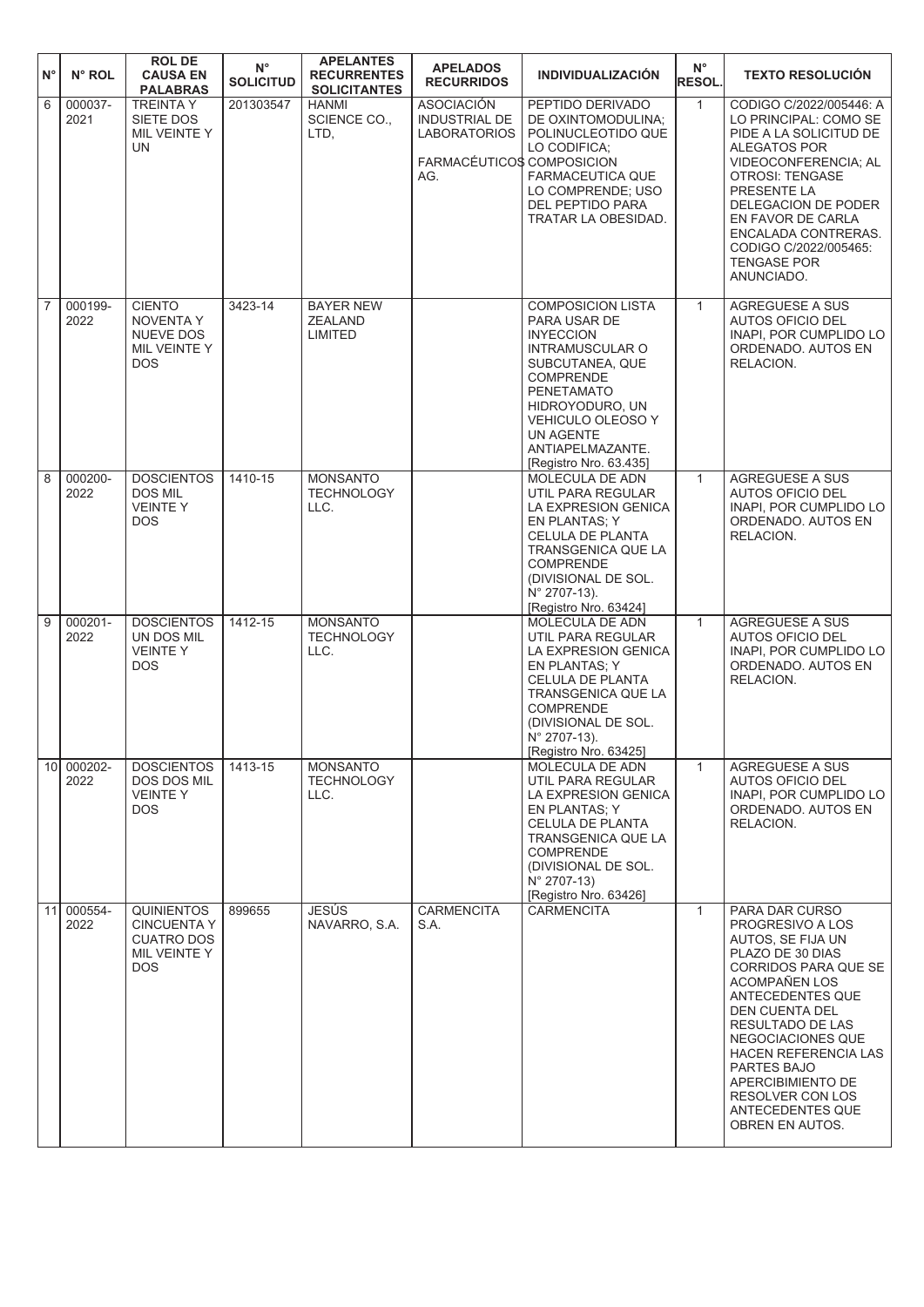| N° | N° ROL | ROL DE CAUSA EN PALABRAS | N° SOLICITUD | APELANTES RECURRENTES SOLICITANTES | APELADOS RECURRIDOS | INDIVIDUALIZACIÓN | N° RESOL. | TEXTO RESOLUCIÓN |
|---|---|---|---|---|---|---|---|---|
| 6 | 000037-2021 | TREINTA Y SIETE DOS MIL VEINTE Y UN | 201303547 | HANMI SCIENCE CO., LTD, | ASOCIACIÓN INDUSTRIAL DE LABORATORIOS FARMACÉUTICOS AG. | PEPTIDO DERIVADO DE OXINTOMODULINA; POLINUCLEOTIDO QUE LO CODIFICA; COMPOSICION FARMACEUTICA QUE LO COMPRENDE; USO DEL PEPTIDO PARA TRATAR LA OBESIDAD. | 1 | CODIGO C/2022/005446: A LO PRINCIPAL: COMO SE PIDE A LA SOLICITUD DE ALEGATOS POR VIDEOCONFERENCIA; AL OTROSI: TENGASE PRESENTE LA DELEGACION DE PODER EN FAVOR DE CARLA ENCALADA CONTRERAS. CODIGO C/2022/005465: TENGASE POR ANUNCIADO. |
| 7 | 000199-2022 | CIENTO NOVENTA Y NUEVE DOS MIL VEINTE Y DOS | 3423-14 | BAYER NEW ZEALAND LIMITED | | COMPOSICION LISTA PARA USAR DE INYECCION INTRAMUSCULAR O SUBCUTANEA, QUE COMPRENDE PENETAMATO HIDROYODURO, UN VEHICULO OLEOSO Y UN AGENTE ANTIAPELMAZANTE. [Registro Nro. 63.435] | 1 | AGREGUESE A SUS AUTOS OFICIO DEL INAPI, POR CUMPLIDO LO ORDENADO. AUTOS EN RELACION. |
| 8 | 000200-2022 | DOSCIENTOS DOS MIL VEINTE Y DOS | 1410-15 | MONSANTO TECHNOLOGY LLC. | | MOLECULA DE ADN UTIL PARA REGULAR LA EXPRESION GENICA EN PLANTAS; Y CELULA DE PLANTA TRANSGENICA QUE LA COMPRENDE (DIVISIONAL DE SOL. N° 2707-13). [Registro Nro. 63424] | 1 | AGREGUESE A SUS AUTOS OFICIO DEL INAPI, POR CUMPLIDO LO ORDENADO. AUTOS EN RELACION. |
| 9 | 000201-2022 | DOSCIENTOS UN DOS MIL VEINTE Y DOS | 1412-15 | MONSANTO TECHNOLOGY LLC. | | MOLECULA DE ADN UTIL PARA REGULAR LA EXPRESION GENICA EN PLANTAS; Y CELULA DE PLANTA TRANSGENICA QUE LA COMPRENDE (DIVISIONAL DE SOL. N° 2707-13). [Registro Nro. 63425] | 1 | AGREGUESE A SUS AUTOS OFICIO DEL INAPI, POR CUMPLIDO LO ORDENADO. AUTOS EN RELACION. |
| 10 | 000202-2022 | DOSCIENTOS DOS DOS MIL VEINTE Y DOS | 1413-15 | MONSANTO TECHNOLOGY LLC. | | MOLECULA DE ADN UTIL PARA REGULAR LA EXPRESION GENICA EN PLANTAS; Y CELULA DE PLANTA TRANSGENICA QUE LA COMPRENDE (DIVISIONAL DE SOL. N° 2707-13) [Registro Nro. 63426] | 1 | AGREGUESE A SUS AUTOS OFICIO DEL INAPI, POR CUMPLIDO LO ORDENADO. AUTOS EN RELACION. |
| 11 | 000554-2022 | QUINIENTOS CINCUENTA Y CUATRO DOS MIL VEINTE Y DOS | 899655 | JESÚS NAVARRO, S.A. | CARMENCITA S.A. | CARMENCITA | 1 | PARA DAR CURSO PROGRESIVO A LOS AUTOS, SE FIJA UN PLAZO DE 30 DIAS CORRIDOS PARA QUE SE ACOMPAÑEN LOS ANTECEDENTES QUE DEN CUENTA DEL RESULTADO DE LAS NEGOCIACIONES QUE HACEN REFERENCIA LAS PARTES BAJO APERCIBIMIENTO DE RESOLVER CON LOS ANTECEDENTES QUE OBREN EN AUTOS. |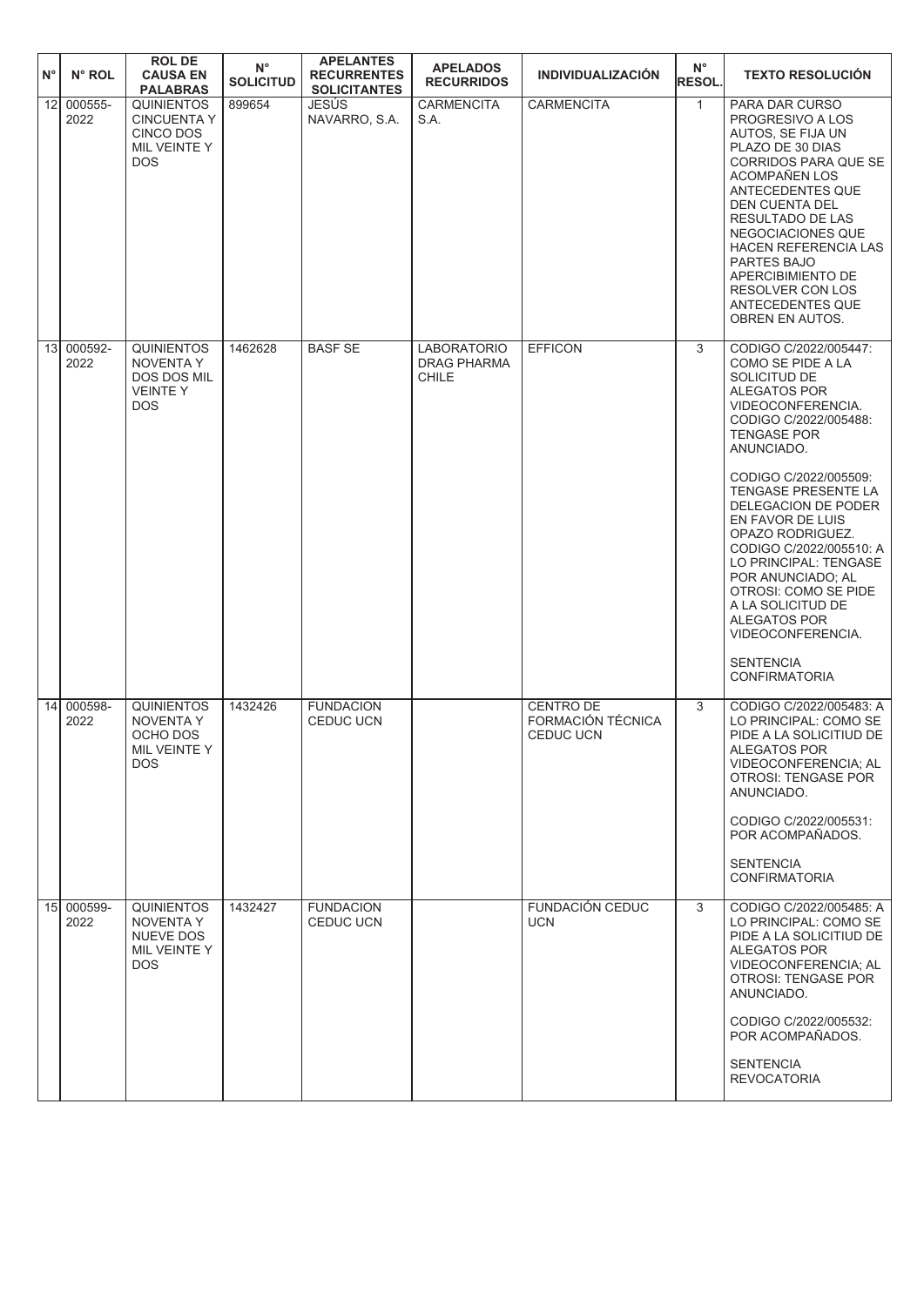| N° | N° ROL | ROL DE CAUSA EN PALABRAS | N° SOLICITUD | APELANTES RECURRENTES SOLICITANTES | APELADOS RECURRIDOS | INDIVIDUALIZACIÓN | N° RESOL. | TEXTO RESOLUCIÓN |
|---|---|---|---|---|---|---|---|---|
| 12 | 000555-2022 | QUINIENTOS CINCUENTA Y CINCO DOS MIL VEINTE Y DOS | 899654 | JESÚS NAVARRO, S.A. | CARMENCITA S.A. | CARMENCITA | 1 | PARA DAR CURSO PROGRESIVO A LOS AUTOS, SE FIJA UN PLAZO DE 30 DIAS CORRIDOS PARA QUE SE ACOMPAÑEN LOS ANTECEDENTES QUE DEN CUENTA DEL RESULTADO DE LAS NEGOCIACIONES QUE HACEN REFERENCIA LAS PARTES BAJO APERCIBIMIENTO DE RESOLVER CON LOS ANTECEDENTES QUE OBREN EN AUTOS. |
| 13 | 000592-2022 | QUINIENTOS NOVENTA Y DOS DOS MIL VEINTE Y DOS | 1462628 | BASF SE | LABORATORIO DRAG PHARMA CHILE | EFFICON | 3 | CODIGO C/2022/005447: COMO SE PIDE A LA SOLICITUD DE ALEGATOS POR VIDEOCONFERENCIA. CODIGO C/2022/005488: TENGASE POR ANUNCIADO.<br><br>CODIGO C/2022/005509: TENGASE PRESENTE LA DELEGACION DE PODER EN FAVOR DE LUIS OPAZO RODRIGUEZ. CODIGO C/2022/005510: A LO PRINCIPAL: TENGASE POR ANUNCIADO; AL OTROSI: COMO SE PIDE A LA SOLICITUD DE ALEGATOS POR VIDEOCONFERENCIA.<br><br>SENTENCIA CONFIRMATORIA |
| 14 | 000598-2022 | QUINIENTOS NOVENTA Y OCHO DOS MIL VEINTE Y DOS | 1432426 | FUNDACION CEDUC UCN | | CENTRO DE FORMACIÓN TÉCNICA CEDUC UCN | 3 | CODIGO C/2022/005483: A LO PRINCIPAL: COMO SE PIDE A LA SOLICITIUD DE ALEGATOS POR VIDEOCONFERENCIA; AL OTROSI: TENGASE POR ANUNCIADO.<br><br>CODIGO C/2022/005531: POR ACOMPAÑADOS.<br><br>SENTENCIA CONFIRMATORIA |
| 15 | 000599-2022 | QUINIENTOS NOVENTA Y NUEVE DOS MIL VEINTE Y DOS | 1432427 | FUNDACION CEDUC UCN | | FUNDACIÓN CEDUC UCN | 3 | CODIGO C/2022/005485: A LO PRINCIPAL: COMO SE PIDE A LA SOLICITIUD DE ALEGATOS POR VIDEOCONFERENCIA; AL OTROSI: TENGASE POR ANUNCIADO.<br><br>CODIGO C/2022/005532: POR ACOMPAÑADOS.<br><br>SENTENCIA REVOCATORIA |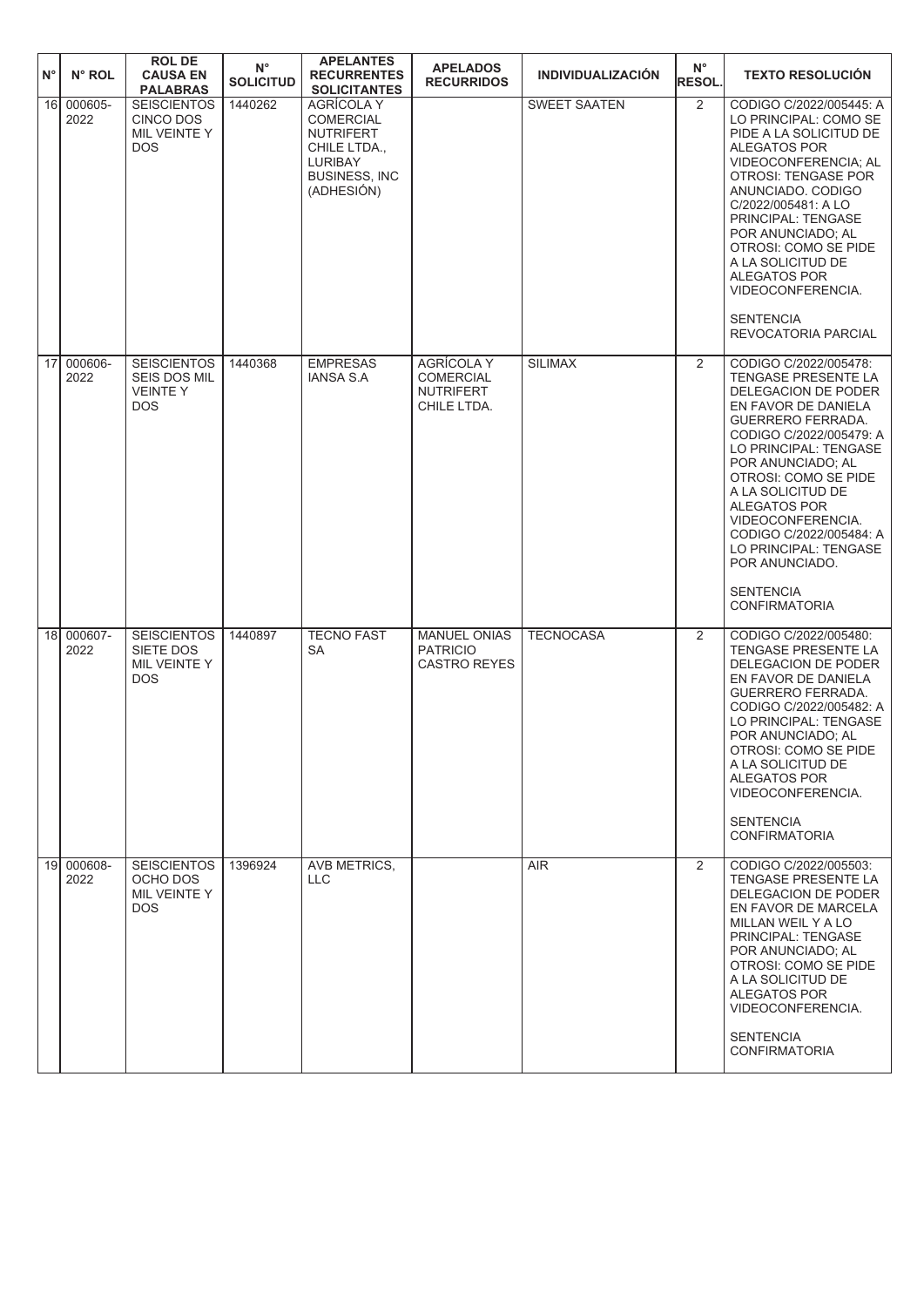| N° | N° ROL | ROL DE CAUSA EN PALABRAS | N° SOLICITUD | APELANTES RECURRENTES SOLICITANTES | APELADOS RECURRIDOS | INDIVIDUALIZACIÓN | N° RESOL. | TEXTO RESOLUCIÓN |
|---|---|---|---|---|---|---|---|---|
| 16 | 000605-2022 | SEISCIENTOS CINCO DOS MIL VEINTE Y DOS | 1440262 | AGRÍCOLA Y COMERCIAL NUTRIFERT CHILE LTDA., LURIBAY BUSINESS, INC (ADHESIÓN) | | SWEET SAATEN | 2 | CODIGO C/2022/005445: A LO PRINCIPAL: COMO SE PIDE A LA SOLICITUD DE ALEGATOS POR VIDEOCONFERENCIA; AL OTROSI: TENGASE POR ANUNCIADO. CODIGO C/2022/005481: A LO PRINCIPAL: TENGASE POR ANUNCIADO; AL OTROSI: COMO SE PIDE A LA SOLICITUD DE ALEGATOS POR VIDEOCONFERENCIA.<br><br>SENTENCIA REVOCATORIA PARCIAL |
| 17 | 000606-2022 | SEISCIENTOS SEIS DOS MIL VEINTE Y DOS | 1440368 | EMPRESAS IANSA S.A | AGRÍCOLA Y COMERCIAL NUTRIFERT CHILE LTDA. | SILIMAX | 2 | CODIGO C/2022/005478: TENGASE PRESENTE LA DELEGACION DE PODER EN FAVOR DE DANIELA GUERRERO FERRADA. CODIGO C/2022/005479: A LO PRINCIPAL: TENGASE POR ANUNCIADO; AL OTROSI: COMO SE PIDE A LA SOLICITUD DE ALEGATOS POR VIDEOCONFERENCIA. CODIGO C/2022/005484: A LO PRINCIPAL: TENGASE POR ANUNCIADO.<br><br>SENTENCIA CONFIRMATORIA |
| 18 | 000607-2022 | SEISCIENTOS SIETE DOS MIL VEINTE Y DOS | 1440897 | TECNO FAST SA | MANUEL ONIAS PATRICIO CASTRO REYES | TECNOCASA | 2 | CODIGO C/2022/005480: TENGASE PRESENTE LA DELEGACION DE PODER EN FAVOR DE DANIELA GUERRERO FERRADA. CODIGO C/2022/005482: A LO PRINCIPAL: TENGASE POR ANUNCIADO; AL OTROSI: COMO SE PIDE A LA SOLICITUD DE ALEGATOS POR VIDEOCONFERENCIA.<br><br>SENTENCIA CONFIRMATORIA |
| 19 | 000608-2022 | SEISCIENTOS OCHO DOS MIL VEINTE Y DOS | 1396924 | AVB METRICS, LLC | | AIR | 2 | CODIGO C/2022/005503: TENGASE PRESENTE LA DELEGACION DE PODER EN FAVOR DE MARCELA MILLAN WEIL Y A LO PRINCIPAL: TENGASE POR ANUNCIADO; AL OTROSI: COMO SE PIDE A LA SOLICITUD DE ALEGATOS POR VIDEOCONFERENCIA.<br><br>SENTENCIA CONFIRMATORIA |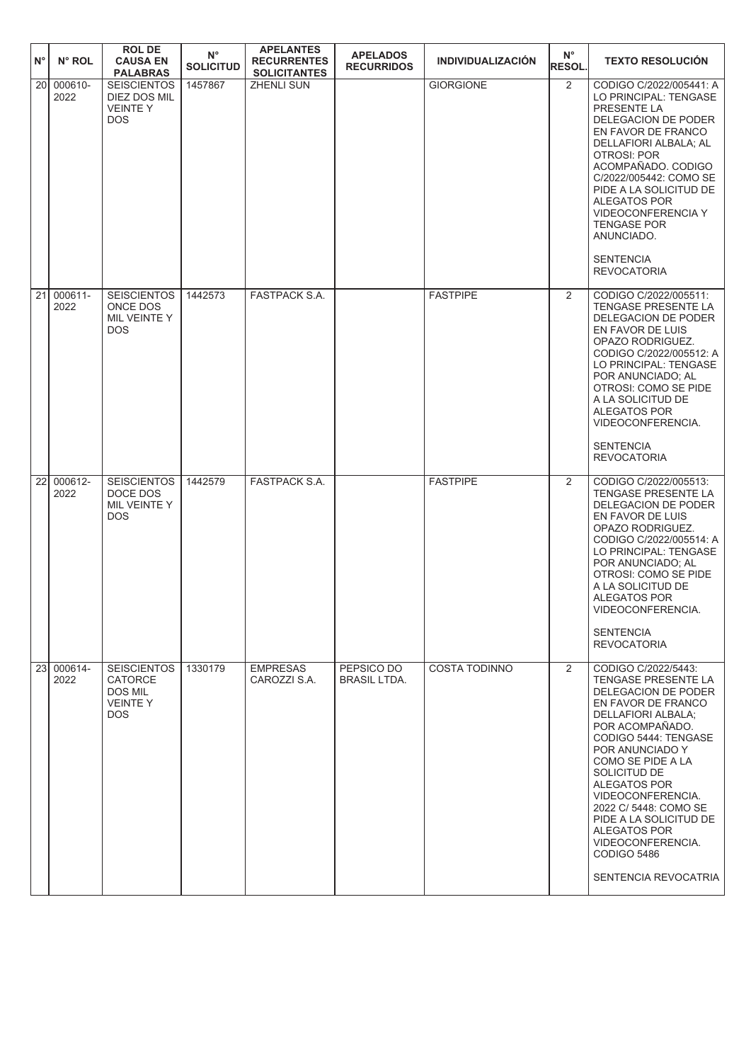| N° | N° ROL | ROL DE CAUSA EN PALABRAS | N° SOLICITUD | APELANTES RECURRENTES SOLICITANTES | APELADOS RECURRIDOS | INDIVIDUALIZACIÓN | N° RESOL. | TEXTO RESOLUCIÓN |
|---|---|---|---|---|---|---|---|---|
| 20 | 000610-2022 | SEISCIENTOS DIEZ DOS MIL VEINTE Y DOS | 1457867 | ZHENLI SUN | | GIORGIONE | 2 | CODIGO C/2022/005441: A LO PRINCIPAL: TENGASE PRESENTE LA DELEGACION DE PODER EN FAVOR DE FRANCO DELLAFIORI ALBALA; AL OTROSI: POR ACOMPAÑADO. CODIGO C/2022/005442: COMO SE PIDE A LA SOLICITUD DE ALEGATOS POR VIDEOCONFERENCIA Y TENGASE POR ANUNCIADO. SENTENCIA REVOCATORIA |
| 21 | 000611-2022 | SEISCIENTOS ONCE DOS MIL VEINTE Y DOS | 1442573 | FASTPACK S.A. | | FASTPIPE | 2 | CODIGO C/2022/005511: TENGASE PRESENTE LA DELEGACION DE PODER EN FAVOR DE LUIS OPAZO RODRIGUEZ. CODIGO C/2022/005512: A LO PRINCIPAL: TENGASE POR ANUNCIADO; AL OTROSI: COMO SE PIDE A LA SOLICITUD DE ALEGATOS POR VIDEOCONFERENCIA. SENTENCIA REVOCATORIA |
| 22 | 000612-2022 | SEISCIENTOS DOCE DOS MIL VEINTE Y DOS | 1442579 | FASTPACK S.A. | | FASTPIPE | 2 | CODIGO C/2022/005513: TENGASE PRESENTE LA DELEGACION DE PODER EN FAVOR DE LUIS OPAZO RODRIGUEZ. CODIGO C/2022/005514: A LO PRINCIPAL: TENGASE POR ANUNCIADO; AL OTROSI: COMO SE PIDE A LA SOLICITUD DE ALEGATOS POR VIDEOCONFERENCIA. SENTENCIA REVOCATORIA |
| 23 | 000614-2022 | SEISCIENTOS CATORCE DOS MIL VEINTE Y DOS | 1330179 | EMPRESAS CAROZZI S.A. | PEPSICO DO BRASIL LTDA. | COSTA TODINNO | 2 | CODIGO C/2022/5443: TENGASE PRESENTE LA DELEGACION DE PODER EN FAVOR DE FRANCO DELLAFIORI ALBALA; POR ACOMPAÑADO. CODIGO 5444: TENGASE POR ANUNCIADO Y COMO SE PIDE A LA SOLICITUD DE ALEGATOS POR VIDEOCONFERENCIA. 2022 C/ 5448: COMO SE PIDE A LA SOLICITUD DE ALEGATOS POR VIDEOCONFERENCIA. CODIGO 5486 SENTENCIA REVOCATRIA |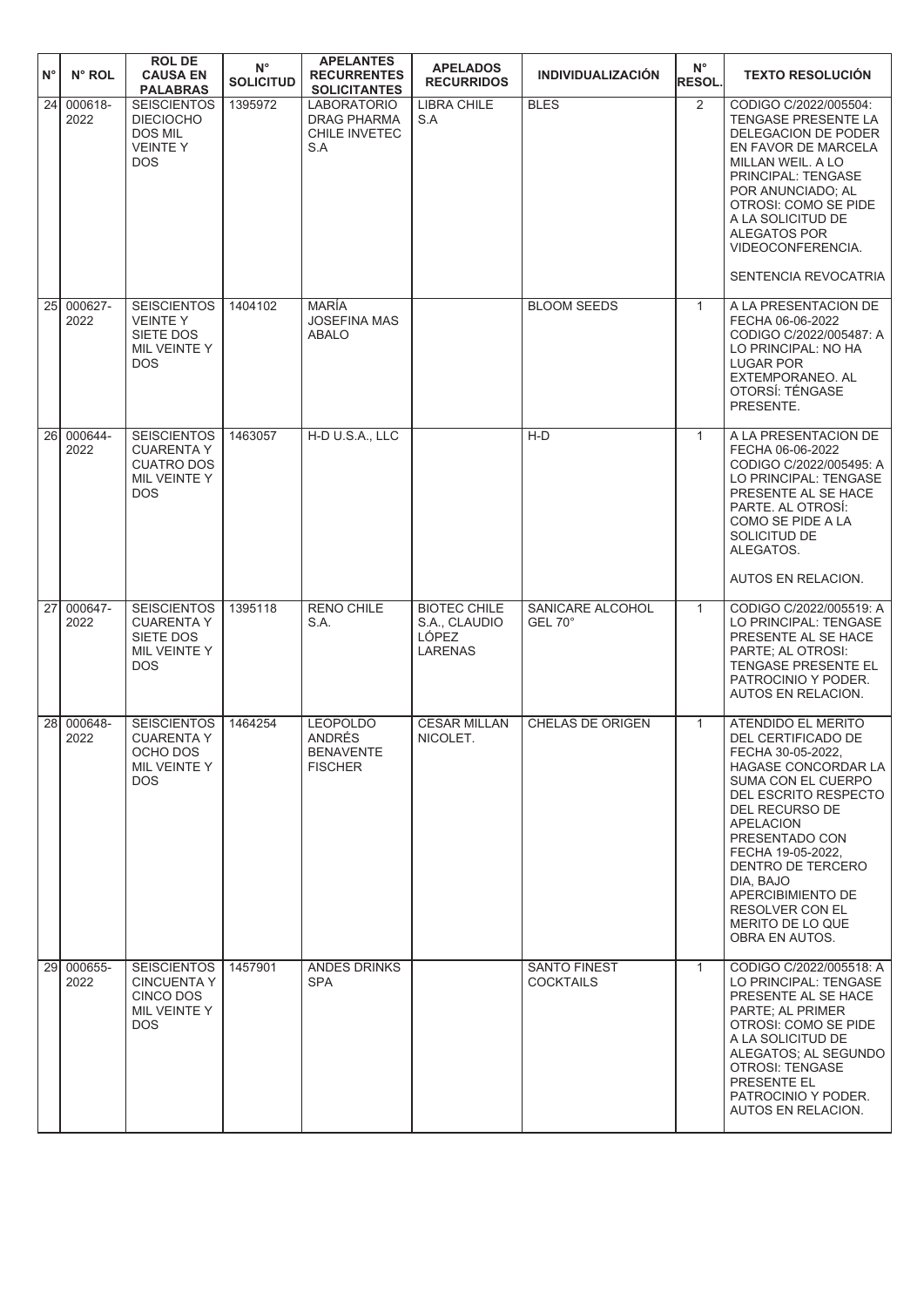| N° | N° ROL | ROL DE CAUSA EN PALABRAS | N° SOLICITUD | APELANTES RECURRENTES SOLICITANTES | APELADOS RECURRIDOS | INDIVIDUALIZACIÓN | N° RESOL. | TEXTO RESOLUCIÓN |
|---|---|---|---|---|---|---|---|---|
| 24 | 000618-2022 | SEISCIENTOS DIECIOCHO DOS MIL VEINTE Y DOS | 1395972 | LABORATORIO DRAG PHARMA CHILE INVETEC S.A | LIBRA CHILE S.A | BLES | 2 | CODIGO C/2022/005504: TENGASE PRESENTE LA DELEGACION DE PODER EN FAVOR DE MARCELA MILLAN WEIL. A LO PRINCIPAL: TENGASE POR ANUNCIADO; AL OTROSI: COMO SE PIDE A LA SOLICITUD DE ALEGATOS POR VIDEOCONFERENCIA. SENTENCIA REVOCATRIA |
| 25 | 000627-2022 | SEISCIENTOS VEINTE Y SIETE DOS MIL VEINTE Y DOS | 1404102 | MARÍA JOSEFINA MAS ABALO | | BLOOM SEEDS | 1 | A LA PRESENTACION DE FECHA 06-06-2022 CODIGO C/2022/005487: A LO PRINCIPAL: NO HA LUGAR POR EXTEMPORANEO. AL OTORSÍ: TÉNGASE PRESENTE. |
| 26 | 000644-2022 | SEISCIENTOS CUARENTA Y CUATRO DOS MIL VEINTE Y DOS | 1463057 | H-D U.S.A., LLC | | H-D | 1 | A LA PRESENTACION DE FECHA 06-06-2022 CODIGO C/2022/005495: A LO PRINCIPAL: TENGASE PRESENTE AL SE HACE PARTE. AL OTROSÍ: COMO SE PIDE A LA SOLICITUD DE ALEGATOS. AUTOS EN RELACION. |
| 27 | 000647-2022 | SEISCIENTOS CUARENTA Y SIETE DOS MIL VEINTE Y DOS | 1395118 | RENO CHILE S.A. | BIOTEC CHILE S.A., CLAUDIO LÓPEZ LARENAS | SANICARE ALCOHOL GEL 70° | 1 | CODIGO C/2022/005519: A LO PRINCIPAL: TENGASE PRESENTE AL SE HACE PARTE; AL OTROSI: TENGASE PRESENTE EL PATROCINIO Y PODER. AUTOS EN RELACION. |
| 28 | 000648-2022 | SEISCIENTOS CUARENTA Y OCHO DOS MIL VEINTE Y DOS | 1464254 | LEOPOLDO ANDRÉS BENAVENTE FISCHER | CESAR MILLAN NICOLET. | CHELAS DE ORIGEN | 1 | ATENDIDO EL MERITO DEL CERTIFICADO DE FECHA 30-05-2022, HAGASE CONCORDAR LA SUMA CON EL CUERPO DEL ESCRITO RESPECTO DEL RECURSO DE APELACION PRESENTADO CON FECHA 19-05-2022, DENTRO DE TERCERO DIA, BAJO APERCIBIMIENTO DE RESOLVER CON EL MERITO DE LO QUE OBRA EN AUTOS. |
| 29 | 000655-2022 | SEISCIENTOS CINCUENTA Y CINCO DOS MIL VEINTE Y DOS | 1457901 | ANDES DRINKS SPA | | SANTO FINEST COCKTAILS | 1 | CODIGO C/2022/005518: A LO PRINCIPAL: TENGASE PRESENTE AL SE HACE PARTE; AL PRIMER OTROSI: COMO SE PIDE A LA SOLICITUD DE ALEGATOS; AL SEGUNDO OTROSI: TENGASE PRESENTE EL PATROCINIO Y PODER. AUTOS EN RELACION. |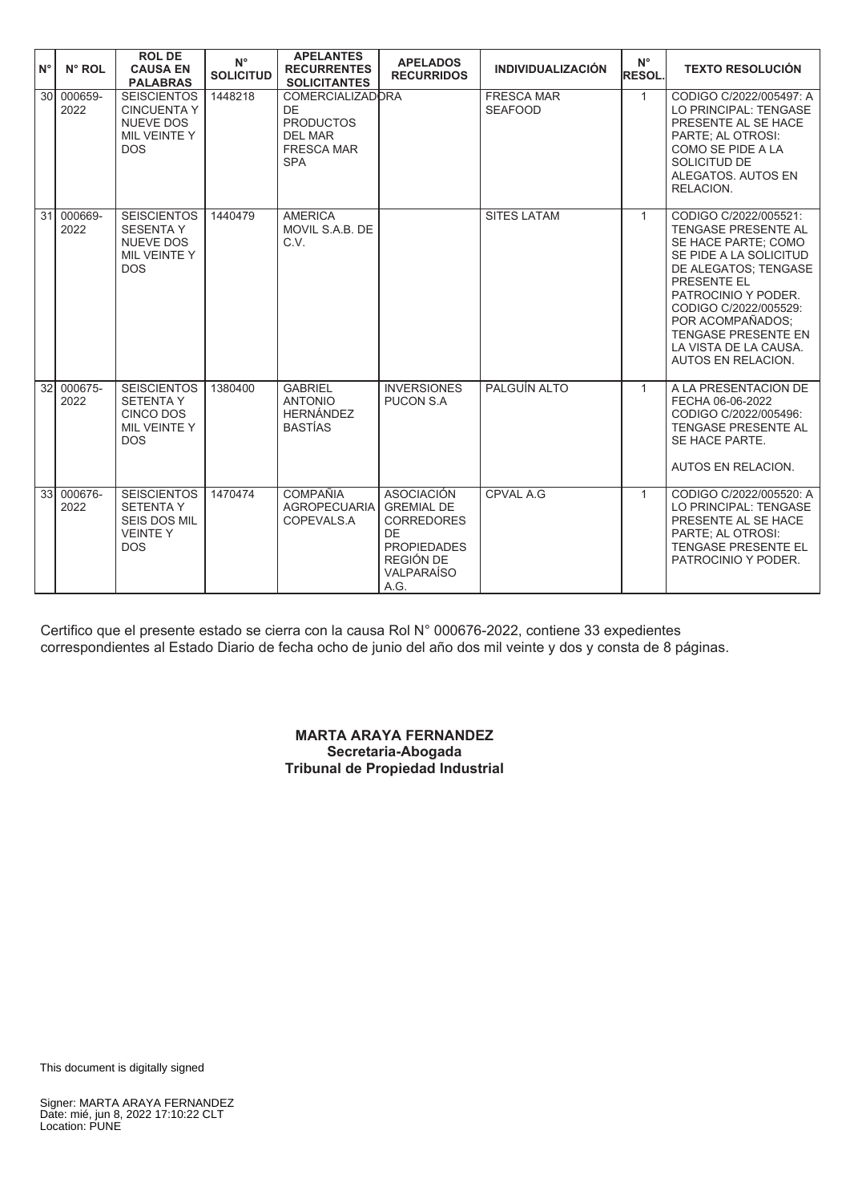| N° | N° ROL | ROL DE CAUSA EN PALABRAS | N° SOLICITUD | APELANTES RECURRENTES SOLICITANTES | APELADOS RECURRIDOS | INDIVIDUALIZACIÓN | N° RESOL. | TEXTO RESOLUCIÓN |
|---|---|---|---|---|---|---|---|---|
| 30 | 000659-2022 | SEISCIENTOS CINCUENTA Y NUEVE DOS MIL VEINTE Y DOS | 1448218 | COMERCIALIZADORA DE PRODUCTOS DEL MAR FRESCA MAR SPA | | FRESCA MAR SEAFOOD | 1 | CODIGO C/2022/005497: A LO PRINCIPAL: TENGASE PRESENTE AL SE HACE PARTE; AL OTROSI: COMO SE PIDE A LA SOLICITUD DE ALEGATOS. AUTOS EN RELACION. |
| 31 | 000669-2022 | SEISCIENTOS SESENTA Y NUEVE DOS MIL VEINTE Y DOS | 1440479 | AMERICA MOVIL S.A.B. DE C.V. | | SITES LATAM | 1 | CODIGO C/2022/005521: TENGASE PRESENTE AL SE HACE PARTE; COMO SE PIDE A LA SOLICITUD DE ALEGATOS; TENGASE PRESENTE EL PATROCINIO Y PODER. CODIGO C/2022/005529: POR ACOMPAÑADOS; TENGASE PRESENTE EN LA VISTA DE LA CAUSA. AUTOS EN RELACION. |
| 32 | 000675-2022 | SEISCIENTOS SETENTA Y CINCO DOS MIL VEINTE Y DOS | 1380400 | GABRIEL ANTONIO HERNÁNDEZ BASTÍAS | INVERSIONES PUCON S.A | PALGUÍN ALTO | 1 | A LA PRESENTACION DE FECHA 06-06-2022 CODIGO C/2022/005496: TENGASE PRESENTE AL SE HACE PARTE. AUTOS EN RELACION. |
| 33 | 000676-2022 | SEISCIENTOS SETENTA Y SEIS DOS MIL VEINTE Y DOS | 1470474 | COMPAÑIA AGROPECUARIA COPEVALS.A | ASOCIACIÓN GREMIAL DE CORREDORES DE PROPIEDADES REGIÓN DE VALPARAÍSO A.G. | CPVAL A.G | 1 | CODIGO C/2022/005520: A LO PRINCIPAL: TENGASE PRESENTE AL SE HACE PARTE; AL OTROSI: TENGASE PRESENTE EL PATROCINIO Y PODER. |

Certifico que el presente estado se cierra con la causa Rol N° 000676-2022, contiene 33 expedientes correspondientes al Estado Diario de fecha ocho de junio del año dos mil veinte y dos y consta de 8 páginas.

**MARTA ARAYA FERNANDEZ**
**Secretaria-Abogada**
**Tribunal de Propiedad Industrial**

This document is digitally signed

Signer: MARTA ARAYA FERNANDEZ
Date: mié, jun 8, 2022 17:10:22 CLT
Location: PUNE